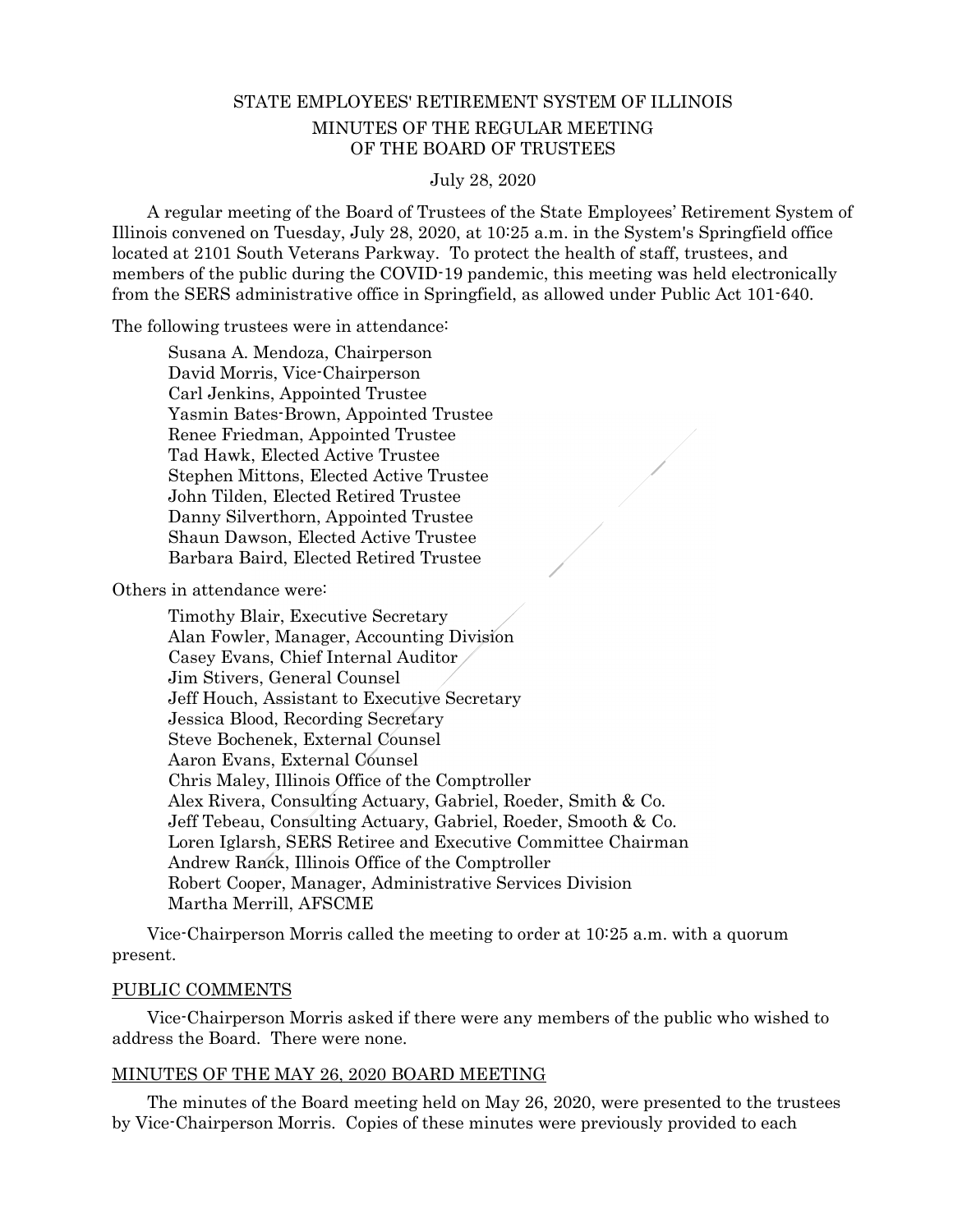# STATE EMPLOYEES' RETIREMENT SYSTEM OF ILLINOIS

## MINUTES OF THE REGULAR MEETING OF THE BOARD OF TRUSTEES

July 28, 2020

A regular meeting of the Board of Trustees of the State Employees' Retirement System of Illinois convened on Tuesday, July 28, 2020, at 10:25 a.m. in the System's Springfield office located at 2101 South Veterans Parkway. To protect the health of staff, trustees, and members of the public during the COVID-19 pandemic, this meeting was held electronically from the SERS administrative office in Springfield, as allowed under Public Act 101-640.

The following trustees were in attendance:

Susana A. Mendoza, Chairperson
David Morris, Vice-Chairperson
Carl Jenkins, Appointed Trustee
Yasmin Bates-Brown, Appointed Trustee
Renee Friedman, Appointed Trustee
Tad Hawk, Elected Active Trustee
Stephen Mittons, Elected Active Trustee
John Tilden, Elected Retired Trustee
Danny Silverthorn, Appointed Trustee
Shaun Dawson, Elected Active Trustee
Barbara Baird, Elected Retired Trustee

Others in attendance were:

Timothy Blair, Executive Secretary
Alan Fowler, Manager, Accounting Division
Casey Evans, Chief Internal Auditor
Jim Stivers, General Counsel
Jeff Houch, Assistant to Executive Secretary
Jessica Blood, Recording Secretary
Steve Bochenek, External Counsel
Aaron Evans, External Counsel
Chris Maley, Illinois Office of the Comptroller
Alex Rivera, Consulting Actuary, Gabriel, Roeder, Smith & Co.
Jeff Tebeau, Consulting Actuary, Gabriel, Roeder, Smooth & Co.
Loren Iglarsh, SERS Retiree and Executive Committee Chairman
Andrew Ranck, Illinois Office of the Comptroller
Robert Cooper, Manager, Administrative Services Division
Martha Merrill, AFSCME

Vice-Chairperson Morris called the meeting to order at 10:25 a.m. with a quorum present.

### PUBLIC COMMENTS

Vice-Chairperson Morris asked if there were any members of the public who wished to address the Board. There were none.

### MINUTES OF THE MAY 26, 2020 BOARD MEETING

The minutes of the Board meeting held on May 26, 2020, were presented to the trustees by Vice-Chairperson Morris. Copies of these minutes were previously provided to each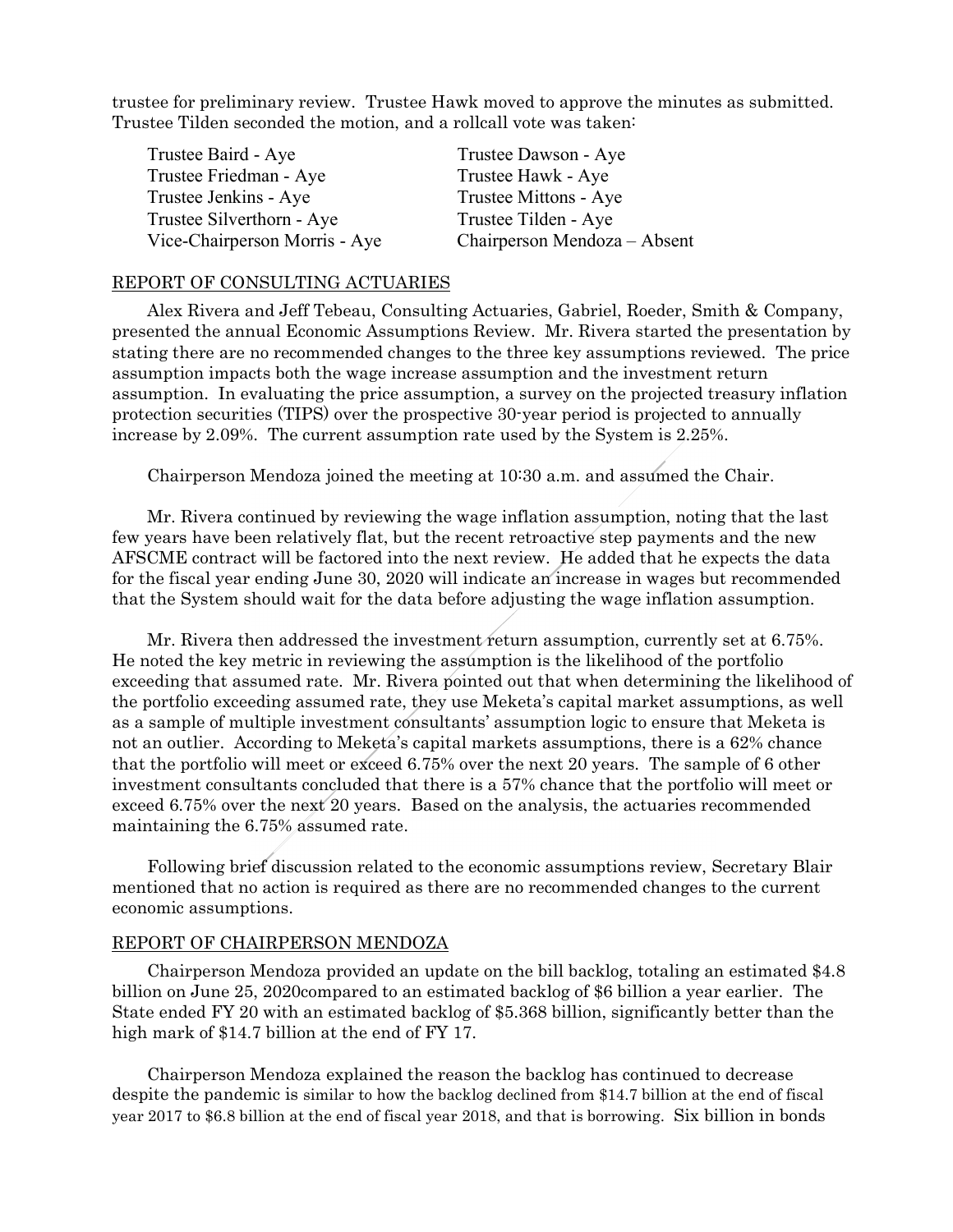trustee for preliminary review. Trustee Hawk moved to approve the minutes as submitted. Trustee Tilden seconded the motion, and a rollcall vote was taken:

| | |
|---|---|
| Trustee Baird - Aye | Trustee Dawson - Aye |
| Trustee Friedman - Aye | Trustee Hawk - Aye |
| Trustee Jenkins - Aye | Trustee Mittons - Aye |
| Trustee Silverthorn - Aye | Trustee Tilden - Aye |
| Vice-Chairperson Morris - Aye | Chairperson Mendoza – Absent |

## REPORT OF CONSULTING ACTUARIES

Alex Rivera and Jeff Tebeau, Consulting Actuaries, Gabriel, Roeder, Smith & Company, presented the annual Economic Assumptions Review. Mr. Rivera started the presentation by stating there are no recommended changes to the three key assumptions reviewed. The price assumption impacts both the wage increase assumption and the investment return assumption. In evaluating the price assumption, a survey on the projected treasury inflation protection securities (TIPS) over the prospective 30-year period is projected to annually increase by 2.09%. The current assumption rate used by the System is 2.25%.

Chairperson Mendoza joined the meeting at 10:30 a.m. and assumed the Chair.

Mr. Rivera continued by reviewing the wage inflation assumption, noting that the last few years have been relatively flat, but the recent retroactive step payments and the new AFSCME contract will be factored into the next review. He added that he expects the data for the fiscal year ending June 30, 2020 will indicate an increase in wages but recommended that the System should wait for the data before adjusting the wage inflation assumption.

Mr. Rivera then addressed the investment return assumption, currently set at 6.75%. He noted the key metric in reviewing the assumption is the likelihood of the portfolio exceeding that assumed rate. Mr. Rivera pointed out that when determining the likelihood of the portfolio exceeding assumed rate, they use Meketa's capital market assumptions, as well as a sample of multiple investment consultants' assumption logic to ensure that Meketa is not an outlier. According to Meketa's capital markets assumptions, there is a 62% chance that the portfolio will meet or exceed 6.75% over the next 20 years. The sample of 6 other investment consultants concluded that there is a 57% chance that the portfolio will meet or exceed 6.75% over the next 20 years. Based on the analysis, the actuaries recommended maintaining the 6.75% assumed rate.

Following brief discussion related to the economic assumptions review, Secretary Blair mentioned that no action is required as there are no recommended changes to the current economic assumptions.

## REPORT OF CHAIRPERSON MENDOZA

Chairperson Mendoza provided an update on the bill backlog, totaling an estimated $4.8 billion on June 25, 2020compared to an estimated backlog of $6 billion a year earlier. The State ended FY 20 with an estimated backlog of $5.368 billion, significantly better than the high mark of $14.7 billion at the end of FY 17.

Chairperson Mendoza explained the reason the backlog has continued to decrease despite the pandemic is similar to how the backlog declined from $14.7 billion at the end of fiscal year 2017 to $6.8 billion at the end of fiscal year 2018, and that is borrowing. Six billion in bonds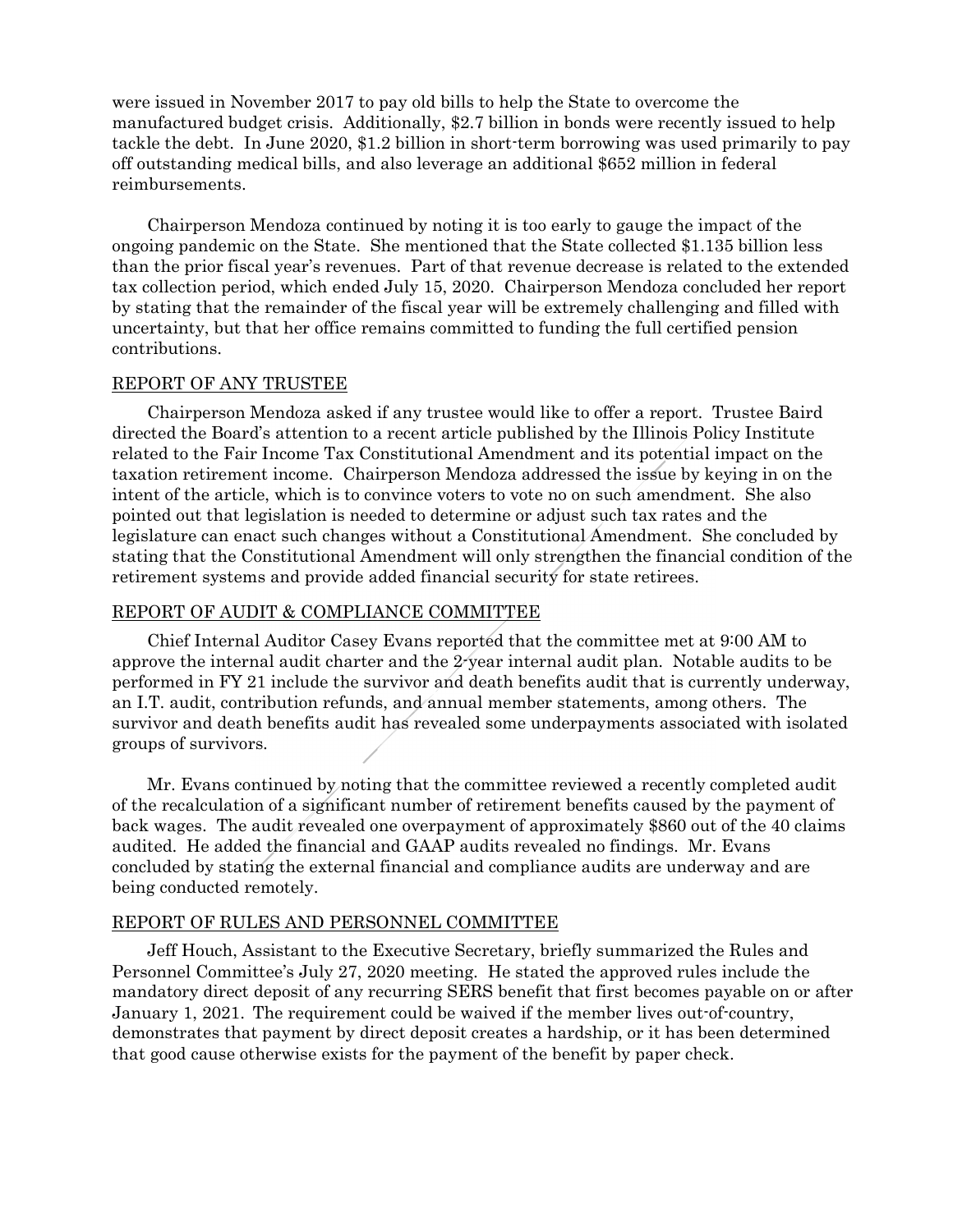were issued in November 2017 to pay old bills to help the State to overcome the manufactured budget crisis. Additionally, $2.7 billion in bonds were recently issued to help tackle the debt. In June 2020, $1.2 billion in short-term borrowing was used primarily to pay off outstanding medical bills, and also leverage an additional $652 million in federal reimbursements.

Chairperson Mendoza continued by noting it is too early to gauge the impact of the ongoing pandemic on the State. She mentioned that the State collected $1.135 billion less than the prior fiscal year's revenues. Part of that revenue decrease is related to the extended tax collection period, which ended July 15, 2020. Chairperson Mendoza concluded her report by stating that the remainder of the fiscal year will be extremely challenging and filled with uncertainty, but that her office remains committed to funding the full certified pension contributions.

REPORT OF ANY TRUSTEE

Chairperson Mendoza asked if any trustee would like to offer a report. Trustee Baird directed the Board's attention to a recent article published by the Illinois Policy Institute related to the Fair Income Tax Constitutional Amendment and its potential impact on the taxation retirement income. Chairperson Mendoza addressed the issue by keying in on the intent of the article, which is to convince voters to vote no on such amendment. She also pointed out that legislation is needed to determine or adjust such tax rates and the legislature can enact such changes without a Constitutional Amendment. She concluded by stating that the Constitutional Amendment will only strengthen the financial condition of the retirement systems and provide added financial security for state retirees.

REPORT OF AUDIT & COMPLIANCE COMMITTEE

Chief Internal Auditor Casey Evans reported that the committee met at 9:00 AM to approve the internal audit charter and the 2-year internal audit plan. Notable audits to be performed in FY 21 include the survivor and death benefits audit that is currently underway, an I.T. audit, contribution refunds, and annual member statements, among others. The survivor and death benefits audit has revealed some underpayments associated with isolated groups of survivors.

Mr. Evans continued by noting that the committee reviewed a recently completed audit of the recalculation of a significant number of retirement benefits caused by the payment of back wages. The audit revealed one overpayment of approximately $860 out of the 40 claims audited. He added the financial and GAAP audits revealed no findings. Mr. Evans concluded by stating the external financial and compliance audits are underway and are being conducted remotely.

REPORT OF RULES AND PERSONNEL COMMITTEE

Jeff Houch, Assistant to the Executive Secretary, briefly summarized the Rules and Personnel Committee's July 27, 2020 meeting. He stated the approved rules include the mandatory direct deposit of any recurring SERS benefit that first becomes payable on or after January 1, 2021. The requirement could be waived if the member lives out-of-country, demonstrates that payment by direct deposit creates a hardship, or it has been determined that good cause otherwise exists for the payment of the benefit by paper check.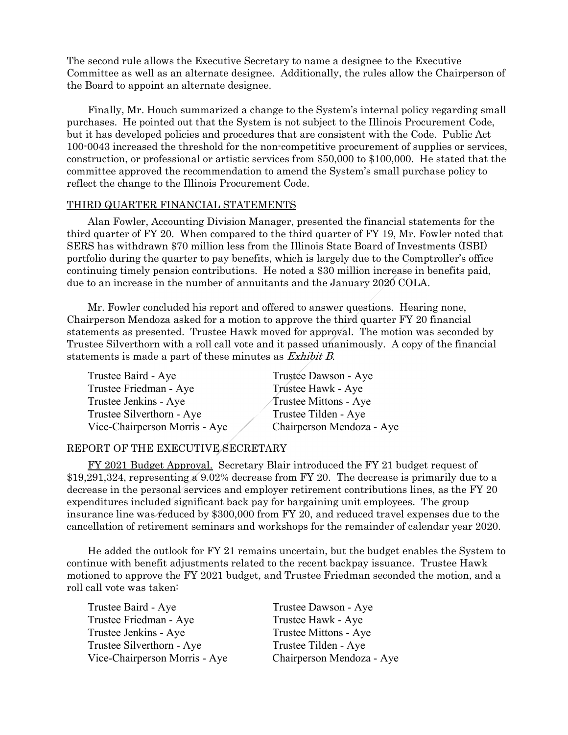The second rule allows the Executive Secretary to name a designee to the Executive Committee as well as an alternate designee. Additionally, the rules allow the Chairperson of the Board to appoint an alternate designee.

Finally, Mr. Houch summarized a change to the System's internal policy regarding small purchases. He pointed out that the System is not subject to the Illinois Procurement Code, but it has developed policies and procedures that are consistent with the Code. Public Act 100-0043 increased the threshold for the non-competitive procurement of supplies or services, construction, or professional or artistic services from $50,000 to $100,000. He stated that the committee approved the recommendation to amend the System's small purchase policy to reflect the change to the Illinois Procurement Code.

THIRD QUARTER FINANCIAL STATEMENTS

Alan Fowler, Accounting Division Manager, presented the financial statements for the third quarter of FY 20. When compared to the third quarter of FY 19, Mr. Fowler noted that SERS has withdrawn $70 million less from the Illinois State Board of Investments (ISBI) portfolio during the quarter to pay benefits, which is largely due to the Comptroller's office continuing timely pension contributions. He noted a $30 million increase in benefits paid, due to an increase in the number of annuitants and the January 2020 COLA.

Mr. Fowler concluded his report and offered to answer questions. Hearing none, Chairperson Mendoza asked for a motion to approve the third quarter FY 20 financial statements as presented. Trustee Hawk moved for approval. The motion was seconded by Trustee Silverthorn with a roll call vote and it passed unanimously. A copy of the financial statements is made a part of these minutes as *Exhibit B*.

| | |
|---|---|
| Trustee Baird - Aye | Trustee Dawson - Aye |
| Trustee Friedman - Aye | Trustee Hawk - Aye |
| Trustee Jenkins - Aye | Trustee Mittons - Aye |
| Trustee Silverthorn - Aye | Trustee Tilden - Aye |
| Vice-Chairperson Morris - Aye | Chairperson Mendoza - Aye |

REPORT OF THE EXECUTIVE SECRETARY

FY 2021 Budget Approval. Secretary Blair introduced the FY 21 budget request of $19,291,324, representing a 9.02% decrease from FY 20. The decrease is primarily due to a decrease in the personal services and employer retirement contributions lines, as the FY 20 expenditures included significant back pay for bargaining unit employees. The group insurance line was reduced by $300,000 from FY 20, and reduced travel expenses due to the cancellation of retirement seminars and workshops for the remainder of calendar year 2020.

He added the outlook for FY 21 remains uncertain, but the budget enables the System to continue with benefit adjustments related to the recent backpay issuance. Trustee Hawk motioned to approve the FY 2021 budget, and Trustee Friedman seconded the motion, and a roll call vote was taken:

| | |
|---|---|
| Trustee Baird - Aye | Trustee Dawson - Aye |
| Trustee Friedman - Aye | Trustee Hawk - Aye |
| Trustee Jenkins - Aye | Trustee Mittons - Aye |
| Trustee Silverthorn - Aye | Trustee Tilden - Aye |
| Vice-Chairperson Morris - Aye | Chairperson Mendoza - Aye |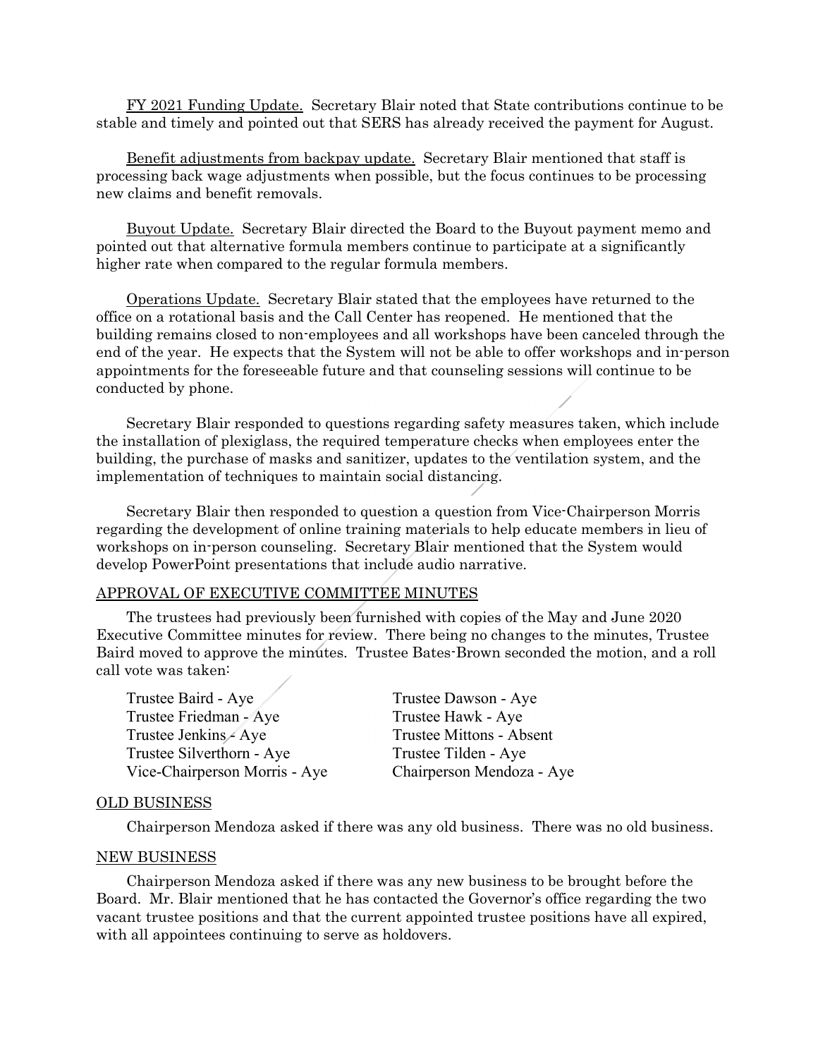<u>FY 2021 Funding Update.</u> Secretary Blair noted that State contributions continue to be stable and timely and pointed out that SERS has already received the payment for August.

<u>Benefit adjustments from backpay update.</u> Secretary Blair mentioned that staff is processing back wage adjustments when possible, but the focus continues to be processing new claims and benefit removals.

<u>Buyout Update.</u> Secretary Blair directed the Board to the Buyout payment memo and pointed out that alternative formula members continue to participate at a significantly higher rate when compared to the regular formula members.

<u>Operations Update.</u> Secretary Blair stated that the employees have returned to the office on a rotational basis and the Call Center has reopened. He mentioned that the building remains closed to non-employees and all workshops have been canceled through the end of the year. He expects that the System will not be able to offer workshops and in-person appointments for the foreseeable future and that counseling sessions will continue to be conducted by phone.

Secretary Blair responded to questions regarding safety measures taken, which include the installation of plexiglass, the required temperature checks when employees enter the building, the purchase of masks and sanitizer, updates to the ventilation system, and the implementation of techniques to maintain social distancing.

Secretary Blair then responded to question a question from Vice-Chairperson Morris regarding the development of online training materials to help educate members in lieu of workshops on in-person counseling. Secretary Blair mentioned that the System would develop PowerPoint presentations that include audio narrative.

## APPROVAL OF EXECUTIVE COMMITTEE MINUTES

The trustees had previously been furnished with copies of the May and June 2020 Executive Committee minutes for review. There being no changes to the minutes, Trustee Baird moved to approve the minutes. Trustee Bates-Brown seconded the motion, and a roll call vote was taken:

| | |
|---|---|
| Trustee Baird - Aye | Trustee Dawson - Aye |
| Trustee Friedman - Aye | Trustee Hawk - Aye |
| Trustee Jenkins - Aye | Trustee Mittons - Absent |
| Trustee Silverthorn - Aye | Trustee Tilden - Aye |
| Vice-Chairperson Morris - Aye | Chairperson Mendoza - Aye |

## OLD BUSINESS

Chairperson Mendoza asked if there was any old business. There was no old business.

## NEW BUSINESS

Chairperson Mendoza asked if there was any new business to be brought before the Board. Mr. Blair mentioned that he has contacted the Governor's office regarding the two vacant trustee positions and that the current appointed trustee positions have all expired, with all appointees continuing to serve as holdovers.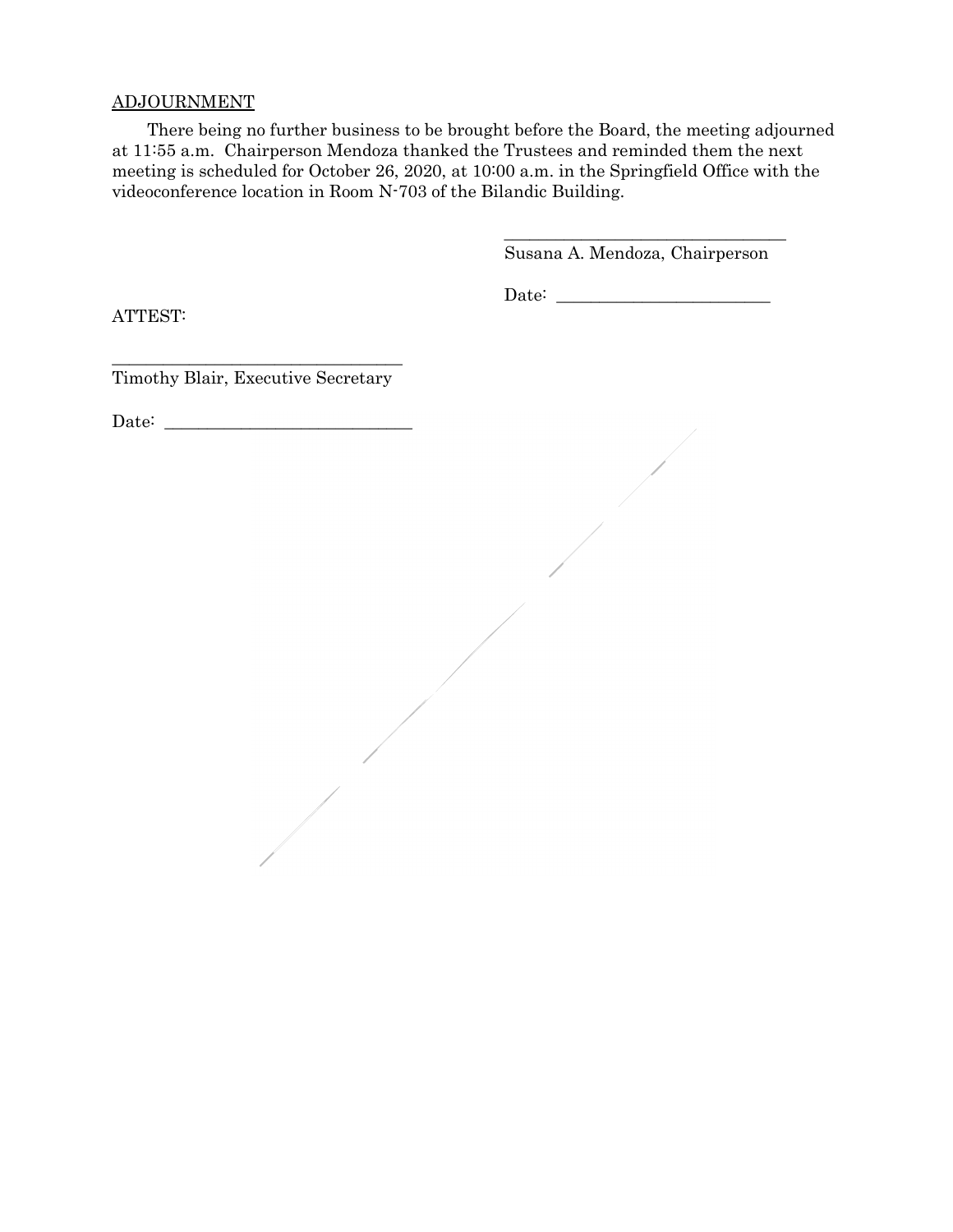ADJOURNMENT

There being no further business to be brought before the Board, the meeting adjourned at 11:55 a.m. Chairperson Mendoza thanked the Trustees and reminded them the next meeting is scheduled for October 26, 2020, at 10:00 a.m. in the Springfield Office with the videoconference location in Room N-703 of the Bilandic Building.

\_\_\_\_\_\_\_\_\_\_\_\_\_\_\_\_\_\_\_\_\_\_\_\_\_\_\_\_\_\_\_\_\_\_
Susana A. Mendoza, Chairperson

Date: \_\_\_\_\_\_\_\_\_\_\_\_\_\_\_\_\_\_\_\_\_\_\_\_\_

ATTEST:

\_\_\_\_\_\_\_\_\_\_\_\_\_\_\_\_\_\_\_\_\_\_\_\_\_\_\_\_\_\_\_\_\_\_
Timothy Blair, Executive Secretary

Date: \_\_\_\_\_\_\_\_\_\_\_\_\_\_\_\_\_\_\_\_\_\_\_\_\_\_\_\_\_